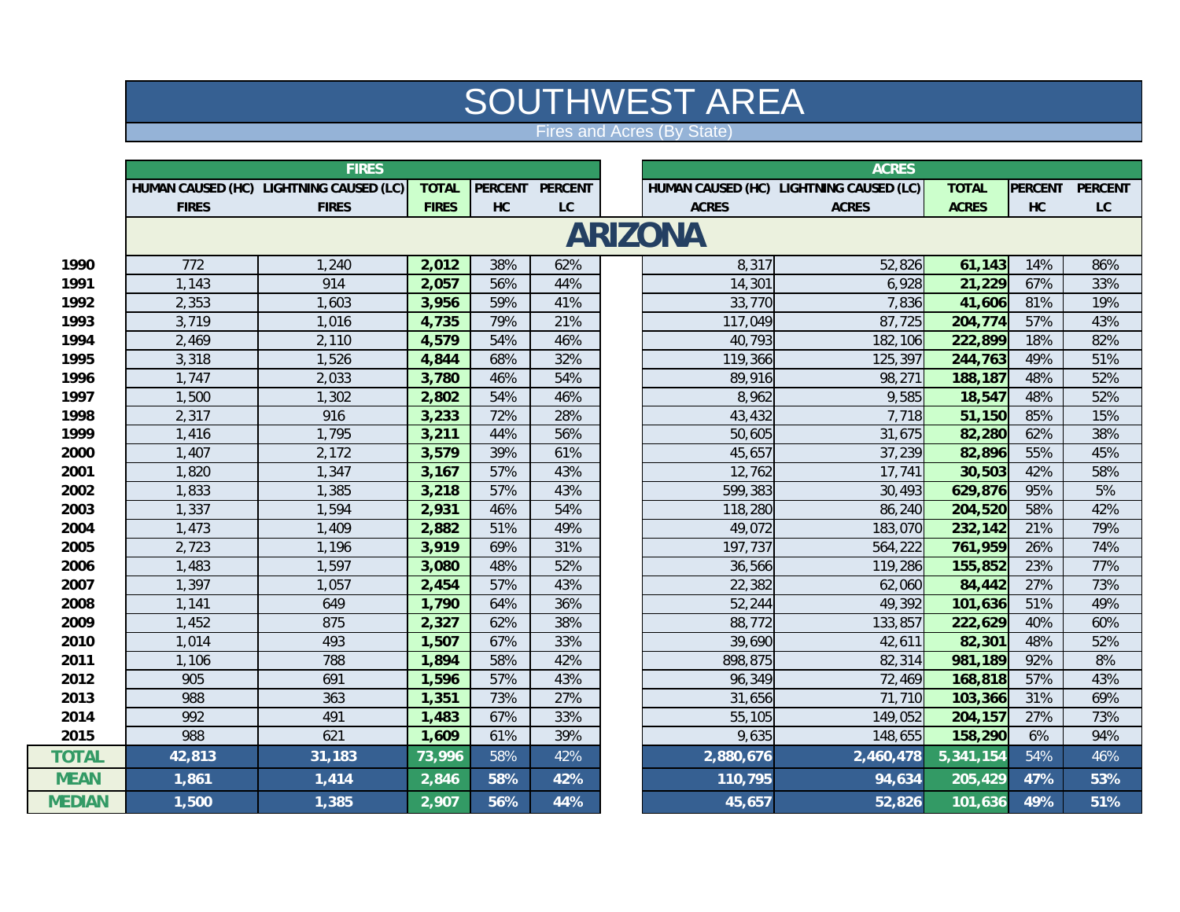# SOUTHWEST AREA

## Fires and Acres (By State)

## ARIZONA

| | FIRES | | | | | ACRES | | | | |
|---|---|---|---|---|---|---|---|---|---|---|
| | HUMAN CAUSED (HC) FIRES | LIGHTNING CAUSED (LC) FIRES | TOTAL FIRES | PERCENT HC | PERCENT LC | HUMAN CAUSED (HC) ACRES | LIGHTNING CAUSED (LC) ACRES | TOTAL ACRES | PERCENT HC | PERCENT LC |
| **1990** | 772 | 1,240 | **2,012** | 38% | 62% | 8,317 | 52,826 | **61,143** | 14% | 86% |
| **1991** | 1,143 | 914 | **2,057** | 56% | 44% | 14,301 | 6,928 | **21,229** | 67% | 33% |
| **1992** | 2,353 | 1,603 | **3,956** | 59% | 41% | 33,770 | 7,836 | **41,606** | 81% | 19% |
| **1993** | 3,719 | 1,016 | **4,735** | 79% | 21% | 117,049 | 87,725 | **204,774** | 57% | 43% |
| **1994** | 2,469 | 2,110 | **4,579** | 54% | 46% | 40,793 | 182,106 | **222,899** | 18% | 82% |
| **1995** | 3,318 | 1,526 | **4,844** | 68% | 32% | 119,366 | 125,397 | **244,763** | 49% | 51% |
| **1996** | 1,747 | 2,033 | **3,780** | 46% | 54% | 89,916 | 98,271 | **188,187** | 48% | 52% |
| **1997** | 1,500 | 1,302 | **2,802** | 54% | 46% | 8,962 | 9,585 | **18,547** | 48% | 52% |
| **1998** | 2,317 | 916 | **3,233** | 72% | 28% | 43,432 | 7,718 | **51,150** | 85% | 15% |
| **1999** | 1,416 | 1,795 | **3,211** | 44% | 56% | 50,605 | 31,675 | **82,280** | 62% | 38% |
| **2000** | 1,407 | 2,172 | **3,579** | 39% | 61% | 45,657 | 37,239 | **82,896** | 55% | 45% |
| **2001** | 1,820 | 1,347 | **3,167** | 57% | 43% | 12,762 | 17,741 | **30,503** | 42% | 58% |
| **2002** | 1,833 | 1,385 | **3,218** | 57% | 43% | 599,383 | 30,493 | **629,876** | 95% | 5% |
| **2003** | 1,337 | 1,594 | **2,931** | 46% | 54% | 118,280 | 86,240 | **204,520** | 58% | 42% |
| **2004** | 1,473 | 1,409 | **2,882** | 51% | 49% | 49,072 | 183,070 | **232,142** | 21% | 79% |
| **2005** | 2,723 | 1,196 | **3,919** | 69% | 31% | 197,737 | 564,222 | **761,959** | 26% | 74% |
| **2006** | 1,483 | 1,597 | **3,080** | 48% | 52% | 36,566 | 119,286 | **155,852** | 23% | 77% |
| **2007** | 1,397 | 1,057 | **2,454** | 57% | 43% | 22,382 | 62,060 | **84,442** | 27% | 73% |
| **2008** | 1,141 | 649 | **1,790** | 64% | 36% | 52,244 | 49,392 | **101,636** | 51% | 49% |
| **2009** | 1,452 | 875 | **2,327** | 62% | 38% | 88,772 | 133,857 | **222,629** | 40% | 60% |
| **2010** | 1,014 | 493 | **1,507** | 67% | 33% | 39,690 | 42,611 | **82,301** | 48% | 52% |
| **2011** | 1,106 | 788 | **1,894** | 58% | 42% | 898,875 | 82,314 | **981,189** | 92% | 8% |
| **2012** | 905 | 691 | **1,596** | 57% | 43% | 96,349 | 72,469 | **168,818** | 57% | 43% |
| **2013** | 988 | 363 | **1,351** | 73% | 27% | 31,656 | 71,710 | **103,366** | 31% | 69% |
| **2014** | 992 | 491 | **1,483** | 67% | 33% | 55,105 | 149,052 | **204,157** | 27% | 73% |
| **2015** | 988 | 621 | **1,609** | 61% | 39% | 9,635 | 148,655 | **158,290** | 6% | 94% |
| **TOTAL** | **42,813** | **31,183** | **73,996** | 58% | 42% | **2,880,676** | **2,460,478** | **5,341,154** | 54% | 46% |
| **MEAN** | **1,861** | **1,414** | **2,846** | **58%** | **42%** | **110,795** | **94,634** | **205,429** | **47%** | **53%** |
| **MEDIAN** | **1,500** | **1,385** | **2,907** | **56%** | **44%** | **45,657** | **52,826** | **101,636** | **49%** | **51%** |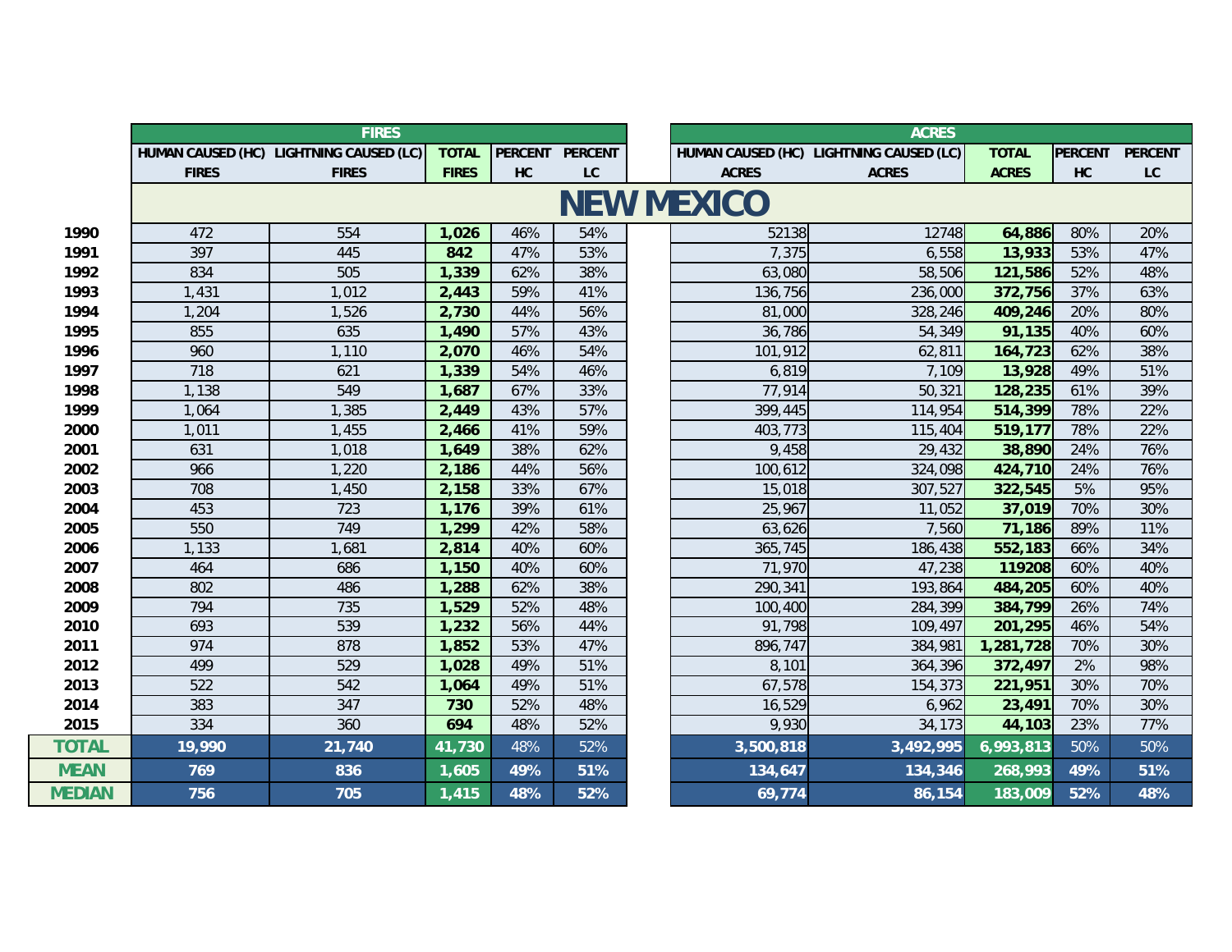|  | FIRES | | | | | ACRES | | | | |
|---|---|---|---|---|---|---|---|---|---|---|
|  | HUMAN CAUSED (HC) FIRES | LIGHTNING CAUSED (LC) FIRES | TOTAL FIRES | PERCENT HC | PERCENT LC | HUMAN CAUSED (HC) ACRES | LIGHTNING CAUSED (LC) ACRES | TOTAL ACRES | PERCENT HC | PERCENT LC |
|  | **NEW MEXICO** | | | | | | | | | |
| **1990** | 472 | 554 | **1,026** | 46% | 54% | 52138 | 12748 | **64,886** | 80% | 20% |
| **1991** | 397 | 445 | **842** | 47% | 53% | 7,375 | 6,558 | **13,933** | 53% | 47% |
| **1992** | 834 | 505 | **1,339** | 62% | 38% | 63,080 | 58,506 | **121,586** | 52% | 48% |
| **1993** | 1,431 | 1,012 | **2,443** | 59% | 41% | 136,756 | 236,000 | **372,756** | 37% | 63% |
| **1994** | 1,204 | 1,526 | **2,730** | 44% | 56% | 81,000 | 328,246 | **409,246** | 20% | 80% |
| **1995** | 855 | 635 | **1,490** | 57% | 43% | 36,786 | 54,349 | **91,135** | 40% | 60% |
| **1996** | 960 | 1,110 | **2,070** | 46% | 54% | 101,912 | 62,811 | **164,723** | 62% | 38% |
| **1997** | 718 | 621 | **1,339** | 54% | 46% | 6,819 | 7,109 | **13,928** | 49% | 51% |
| **1998** | 1,138 | 549 | **1,687** | 67% | 33% | 77,914 | 50,321 | **128,235** | 61% | 39% |
| **1999** | 1,064 | 1,385 | **2,449** | 43% | 57% | 399,445 | 114,954 | **514,399** | 78% | 22% |
| **2000** | 1,011 | 1,455 | **2,466** | 41% | 59% | 403,773 | 115,404 | **519,177** | 78% | 22% |
| **2001** | 631 | 1,018 | **1,649** | 38% | 62% | 9,458 | 29,432 | **38,890** | 24% | 76% |
| **2002** | 966 | 1,220 | **2,186** | 44% | 56% | 100,612 | 324,098 | **424,710** | 24% | 76% |
| **2003** | 708 | 1,450 | **2,158** | 33% | 67% | 15,018 | 307,527 | **322,545** | 5% | 95% |
| **2004** | 453 | 723 | **1,176** | 39% | 61% | 25,967 | 11,052 | **37,019** | 70% | 30% |
| **2005** | 550 | 749 | **1,299** | 42% | 58% | 63,626 | 7,560 | **71,186** | 89% | 11% |
| **2006** | 1,133 | 1,681 | **2,814** | 40% | 60% | 365,745 | 186,438 | **552,183** | 66% | 34% |
| **2007** | 464 | 686 | **1,150** | 40% | 60% | 71,970 | 47,238 | **119208** | 60% | 40% |
| **2008** | 802 | 486 | **1,288** | 62% | 38% | 290,341 | 193,864 | **484,205** | 60% | 40% |
| **2009** | 794 | 735 | **1,529** | 52% | 48% | 100,400 | 284,399 | **384,799** | 26% | 74% |
| **2010** | 693 | 539 | **1,232** | 56% | 44% | 91,798 | 109,497 | **201,295** | 46% | 54% |
| **2011** | 974 | 878 | **1,852** | 53% | 47% | 896,747 | 384,981 | **1,281,728** | 70% | 30% |
| **2012** | 499 | 529 | **1,028** | 49% | 51% | 8,101 | 364,396 | **372,497** | 2% | 98% |
| **2013** | 522 | 542 | **1,064** | 49% | 51% | 67,578 | 154,373 | **221,951** | 30% | 70% |
| **2014** | 383 | 347 | **730** | 52% | 48% | 16,529 | 6,962 | **23,491** | 70% | 30% |
| **2015** | 334 | 360 | **694** | 48% | 52% | 9,930 | 34,173 | **44,103** | 23% | 77% |
| **TOTAL** | **19,990** | **21,740** | **41,730** | 48% | 52% | **3,500,818** | **3,492,995** | **6,993,813** | 50% | 50% |
| **MEAN** | **769** | **836** | **1,605** | **49%** | **51%** | **134,647** | **134,346** | **268,993** | **49%** | **51%** |
| **MEDIAN** | **756** | **705** | **1,415** | **48%** | **52%** | **69,774** | **86,154** | 183,009 | **52%** | **48%** |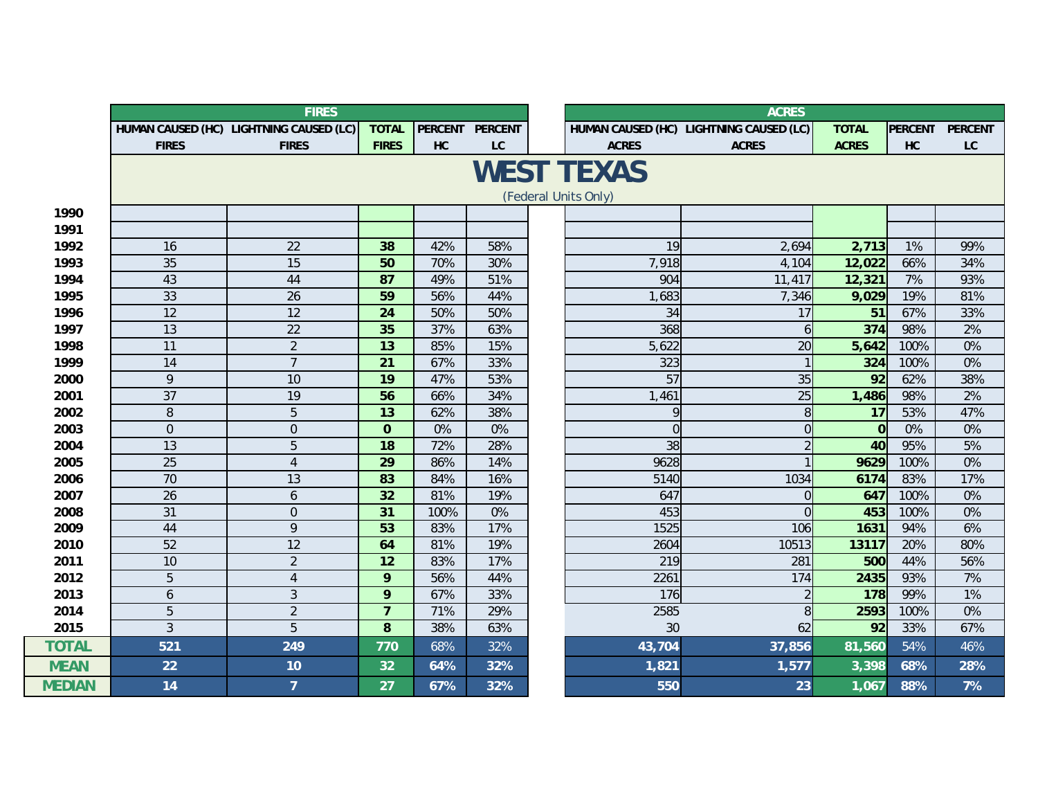# WEST TEXAS

(Federal Units Only)

| | FIRES | | | | | ACRES | | | | |
|---|---|---|---|---|---|---|---|---|---|---|
| | HUMAN CAUSED (HC) FIRES | LIGHTNING CAUSED (LC) FIRES | TOTAL FIRES | PERCENT HC | PERCENT LC | HUMAN CAUSED (HC) ACRES | LIGHTNING CAUSED (LC) ACRES | TOTAL ACRES | PERCENT HC | PERCENT LC |
| **1990** | | | | | | | | | | |
| **1991** | | | | | | | | | | |
| **1992** | 16 | 22 | **38** | 42% | 58% | 19 | 2,694 | **2,713** | 1% | 99% |
| **1993** | 35 | 15 | **50** | 70% | 30% | 7,918 | 4,104 | **12,022** | 66% | 34% |
| **1994** | 43 | 44 | **87** | 49% | 51% | 904 | 11,417 | **12,321** | 7% | 93% |
| **1995** | 33 | 26 | **59** | 56% | 44% | 1,683 | 7,346 | **9,029** | 19% | 81% |
| **1996** | 12 | 12 | **24** | 50% | 50% | 34 | 17 | **51** | 67% | 33% |
| **1997** | 13 | 22 | **35** | 37% | 63% | 368 | 6 | **374** | 98% | 2% |
| **1998** | 11 | 2 | **13** | 85% | 15% | 5,622 | 20 | **5,642** | 100% | 0% |
| **1999** | 14 | 7 | **21** | 67% | 33% | 323 | 1 | **324** | 100% | 0% |
| **2000** | 9 | 10 | **19** | 47% | 53% | 57 | 35 | **92** | 62% | 38% |
| **2001** | 37 | 19 | **56** | 66% | 34% | 1,461 | 25 | **1,486** | 98% | 2% |
| **2002** | 8 | 5 | **13** | 62% | 38% | 9 | 8 | **17** | 53% | 47% |
| **2003** | 0 | 0 | **0** | 0% | 0% | 0 | 0 | **0** | 0% | 0% |
| **2004** | 13 | 5 | **18** | 72% | 28% | 38 | 2 | **40** | 95% | 5% |
| **2005** | 25 | 4 | **29** | 86% | 14% | 9628 | 1 | **9629** | 100% | 0% |
| **2006** | 70 | 13 | **83** | 84% | 16% | 5140 | 1034 | **6174** | 83% | 17% |
| **2007** | 26 | 6 | **32** | 81% | 19% | 647 | 0 | **647** | 100% | 0% |
| **2008** | 31 | 0 | **31** | 100% | 0% | 453 | 0 | **453** | 100% | 0% |
| **2009** | 44 | 9 | **53** | 83% | 17% | 1525 | 106 | **1631** | 94% | 6% |
| **2010** | 52 | 12 | **64** | 81% | 19% | 2604 | 10513 | **13117** | 20% | 80% |
| **2011** | 10 | 2 | **12** | 83% | 17% | 219 | 281 | **500** | 44% | 56% |
| **2012** | 5 | 4 | **9** | 56% | 44% | 2261 | 174 | **2435** | 93% | 7% |
| **2013** | 6 | 3 | **9** | 67% | 33% | 176 | 2 | **178** | 99% | 1% |
| **2014** | 5 | 2 | **7** | 71% | 29% | 2585 | 8 | **2593** | 100% | 0% |
| **2015** | 3 | 5 | **8** | 38% | 63% | 30 | 62 | **92** | 33% | 67% |
| **TOTAL** | 521 | 249 | 770 | 68% | 32% | 43,704 | 37,856 | 81,560 | 54% | 46% |
| **MEAN** | 22 | 10 | 32 | 64% | 32% | 1,821 | 1,577 | 3,398 | 68% | 28% |
| **MEDIAN** | 14 | 7 | 27 | 67% | 32% | 550 | 23 | 1,067 | 88% | 7% |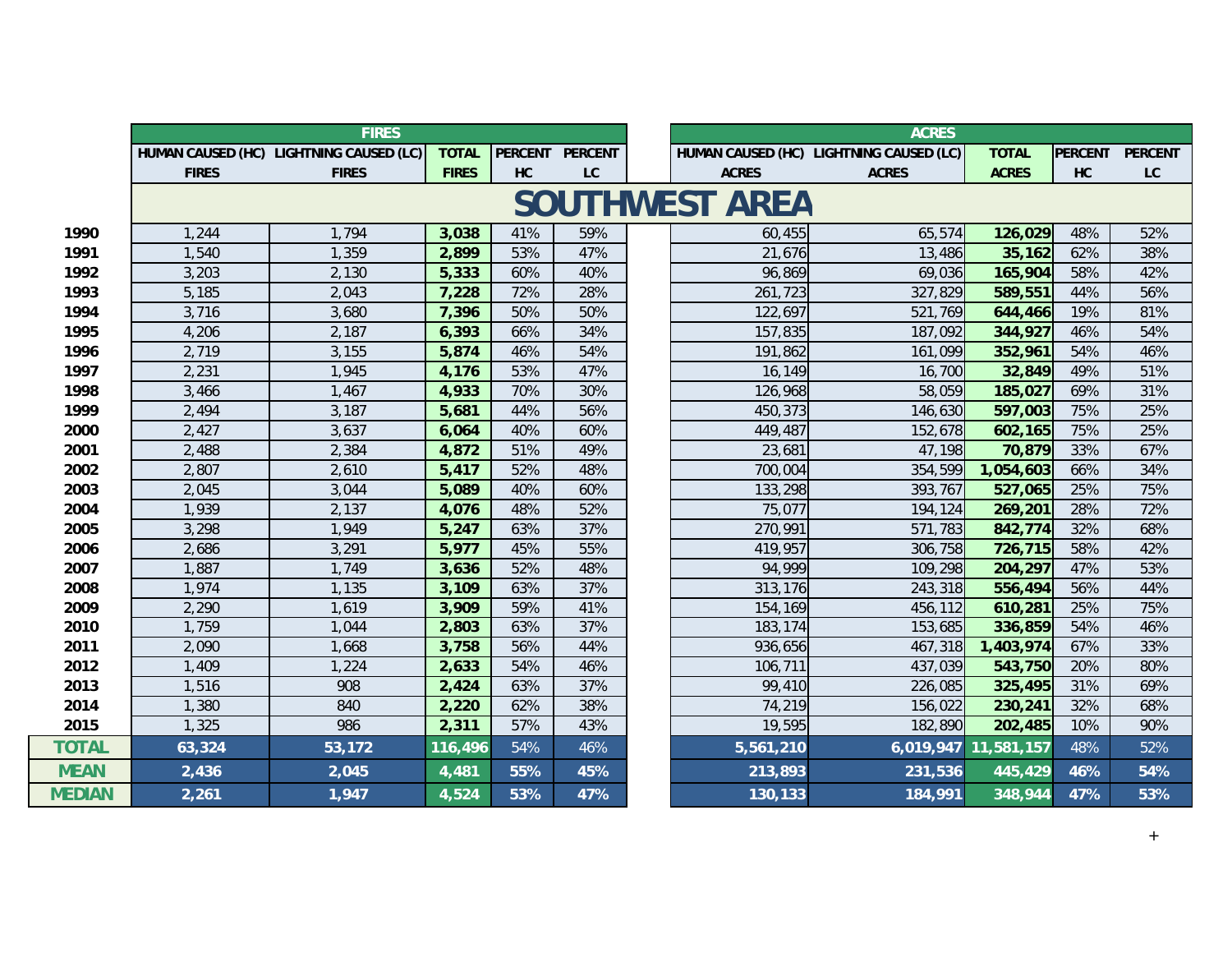# SOUTHWEST AREA

| | FIRES | | | | | ACRES | | | | |
|---|---|---|---|---|---|---|---|---|---|---|
| | HUMAN CAUSED (HC) FIRES | LIGHTNING CAUSED (LC) FIRES | TOTAL FIRES | PERCENT HC | PERCENT LC | HUMAN CAUSED (HC) ACRES | LIGHTNING CAUSED (LC) ACRES | TOTAL ACRES | PERCENT HC | PERCENT LC |
| 1990 | 1,244 | 1,794 | **3,038** | 41% | 59% | 60,455 | 65,574 | **126,029** | 48% | 52% |
| 1991 | 1,540 | 1,359 | **2,899** | 53% | 47% | 21,676 | 13,486 | **35,162** | 62% | 38% |
| 1992 | 3,203 | 2,130 | **5,333** | 60% | 40% | 96,869 | 69,036 | **165,904** | 58% | 42% |
| 1993 | 5,185 | 2,043 | **7,228** | 72% | 28% | 261,723 | 327,829 | **589,551** | 44% | 56% |
| 1994 | 3,716 | 3,680 | **7,396** | 50% | 50% | 122,697 | 521,769 | **644,466** | 19% | 81% |
| 1995 | 4,206 | 2,187 | **6,393** | 66% | 34% | 157,835 | 187,092 | **344,927** | 46% | 54% |
| 1996 | 2,719 | 3,155 | **5,874** | 46% | 54% | 191,862 | 161,099 | **352,961** | 54% | 46% |
| 1997 | 2,231 | 1,945 | **4,176** | 53% | 47% | 16,149 | 16,700 | **32,849** | 49% | 51% |
| 1998 | 3,466 | 1,467 | **4,933** | 70% | 30% | 126,968 | 58,059 | **185,027** | 69% | 31% |
| 1999 | 2,494 | 3,187 | **5,681** | 44% | 56% | 450,373 | 146,630 | **597,003** | 75% | 25% |
| 2000 | 2,427 | 3,637 | **6,064** | 40% | 60% | 449,487 | 152,678 | **602,165** | 75% | 25% |
| 2001 | 2,488 | 2,384 | **4,872** | 51% | 49% | 23,681 | 47,198 | **70,879** | 33% | 67% |
| 2002 | 2,807 | 2,610 | **5,417** | 52% | 48% | 700,004 | 354,599 | **1,054,603** | 66% | 34% |
| 2003 | 2,045 | 3,044 | **5,089** | 40% | 60% | 133,298 | 393,767 | **527,065** | 25% | 75% |
| 2004 | 1,939 | 2,137 | **4,076** | 48% | 52% | 75,077 | 194,124 | **269,201** | 28% | 72% |
| 2005 | 3,298 | 1,949 | **5,247** | 63% | 37% | 270,991 | 571,783 | **842,774** | 32% | 68% |
| 2006 | 2,686 | 3,291 | **5,977** | 45% | 55% | 419,957 | 306,758 | **726,715** | 58% | 42% |
| 2007 | 1,887 | 1,749 | **3,636** | 52% | 48% | 94,999 | 109,298 | **204,297** | 47% | 53% |
| 2008 | 1,974 | 1,135 | **3,109** | 63% | 37% | 313,176 | 243,318 | **556,494** | 56% | 44% |
| 2009 | 2,290 | 1,619 | **3,909** | 59% | 41% | 154,169 | 456,112 | **610,281** | 25% | 75% |
| 2010 | 1,759 | 1,044 | **2,803** | 63% | 37% | 183,174 | 153,685 | **336,859** | 54% | 46% |
| 2011 | 2,090 | 1,668 | **3,758** | 56% | 44% | 936,656 | 467,318 | **1,403,974** | 67% | 33% |
| 2012 | 1,409 | 1,224 | **2,633** | 54% | 46% | 106,711 | 437,039 | **543,750** | 20% | 80% |
| 2013 | 1,516 | 908 | **2,424** | 63% | 37% | 99,410 | 226,085 | **325,495** | 31% | 69% |
| 2014 | 1,380 | 840 | **2,220** | 62% | 38% | 74,219 | 156,022 | **230,241** | 32% | 68% |
| 2015 | 1,325 | 986 | **2,311** | 57% | 43% | 19,595 | 182,890 | **202,485** | 10% | 90% |
| **TOTAL** | **63,324** | **53,172** | **116,496** | 54% | 46% | **5,561,210** | **6,019,947** | **11,581,157** | 48% | 52% |
| **MEAN** | **2,436** | **2,045** | **4,481** | **55%** | **45%** | **213,893** | **231,536** | **445,429** | **46%** | **54%** |
| **MEDIAN** | **2,261** | **1,947** | **4,524** | **53%** | **47%** | **130,133** | **184,991** | **348,944** | **47%** | **53%** |

+